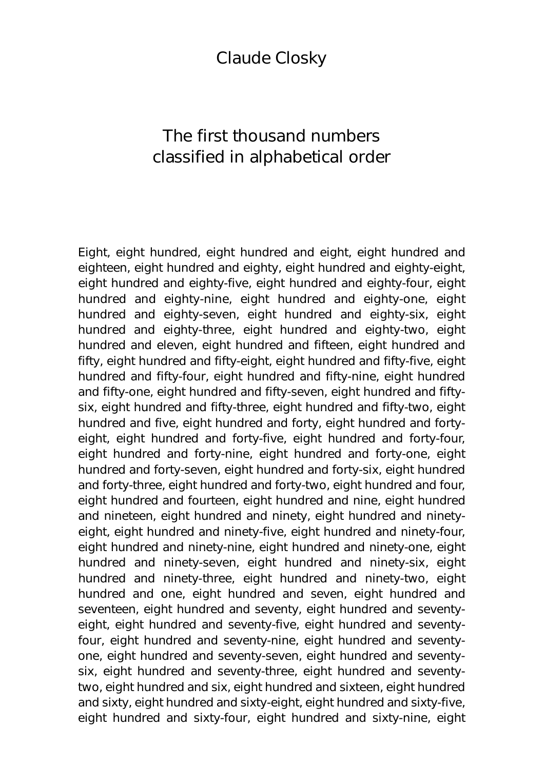# Claude Closky

## The first thousand numbers classified in alphabetical order

Eight, eight hundred, eight hundred and eight, eight hundred and eighteen, eight hundred and eighty, eight hundred and eighty-eight, eight hundred and eighty-five, eight hundred and eighty-four, eight hundred and eighty-nine, eight hundred and eighty-one, eight hundred and eighty-seven, eight hundred and eighty-six, eight hundred and eighty-three, eight hundred and eighty-two, eight hundred and eleven, eight hundred and fifteen, eight hundred and fifty, eight hundred and fifty-eight, eight hundred and fifty-five, eight hundred and fifty-four, eight hundred and fifty-nine, eight hundred and fifty-one, eight hundred and fifty-seven, eight hundred and fifty-six, eight hundred and fifty-three, eight hundred and fifty-two, eight hundred and five, eight hundred and forty, eight hundred and forty-eight, eight hundred and forty-five, eight hundred and forty-four, eight hundred and forty-nine, eight hundred and forty-one, eight hundred and forty-seven, eight hundred and forty-six, eight hundred and forty-three, eight hundred and forty-two, eight hundred and four, eight hundred and fourteen, eight hundred and nine, eight hundred and nineteen, eight hundred and ninety, eight hundred and ninety-eight, eight hundred and ninety-five, eight hundred and ninety-four, eight hundred and ninety-nine, eight hundred and ninety-one, eight hundred and ninety-seven, eight hundred and ninety-six, eight hundred and ninety-three, eight hundred and ninety-two, eight hundred and one, eight hundred and seven, eight hundred and seventeen, eight hundred and seventy, eight hundred and seventy-eight, eight hundred and seventy-five, eight hundred and seventy-four, eight hundred and seventy-nine, eight hundred and seventy-one, eight hundred and seventy-seven, eight hundred and seventy-six, eight hundred and seventy-three, eight hundred and seventy-two, eight hundred and six, eight hundred and sixteen, eight hundred and sixty, eight hundred and sixty-eight, eight hundred and sixty-five, eight hundred and sixty-four, eight hundred and sixty-nine, eight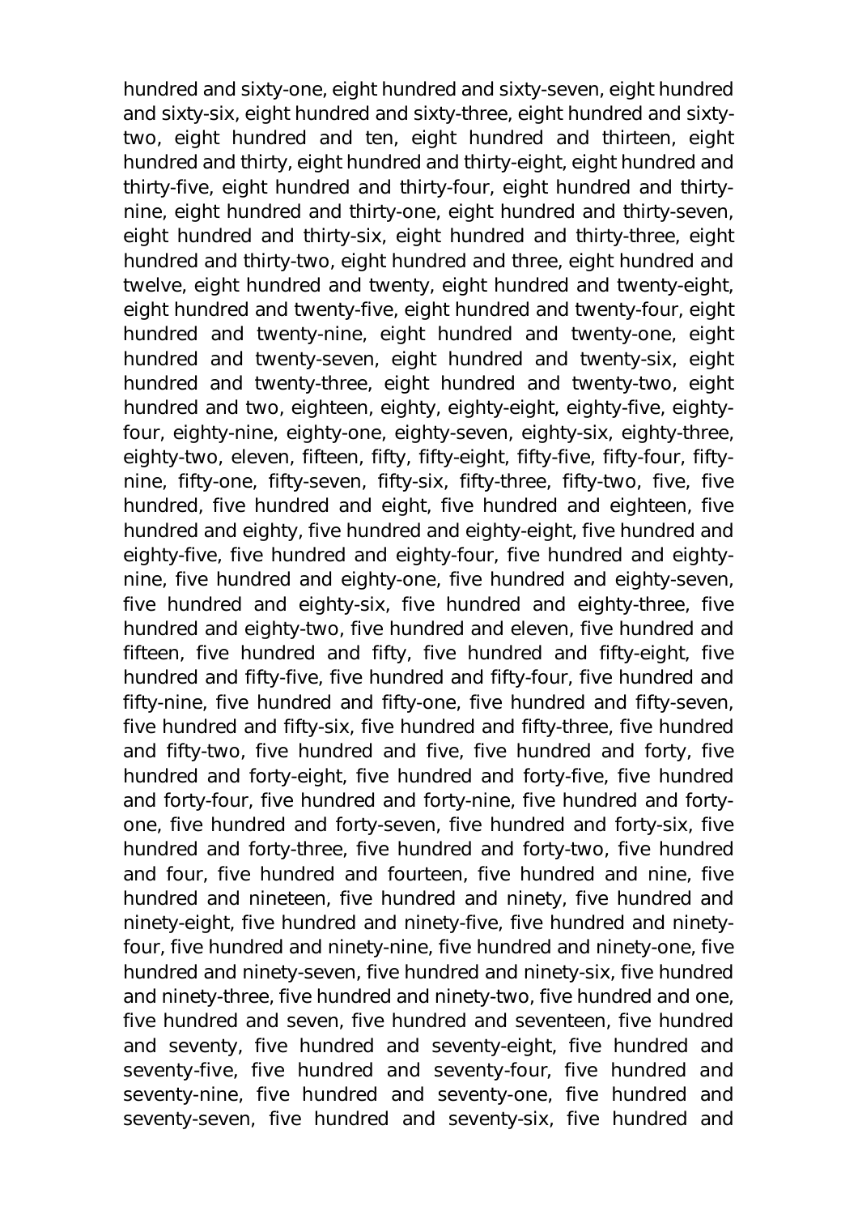hundred and sixty-one, eight hundred and sixty-seven, eight hundred and sixty-six, eight hundred and sixty-three, eight hundred and sixty-two, eight hundred and ten, eight hundred and thirteen, eight hundred and thirty, eight hundred and thirty-eight, eight hundred and thirty-five, eight hundred and thirty-four, eight hundred and thirty-nine, eight hundred and thirty-one, eight hundred and thirty-seven, eight hundred and thirty-six, eight hundred and thirty-three, eight hundred and thirty-two, eight hundred and three, eight hundred and twelve, eight hundred and twenty, eight hundred and twenty-eight, eight hundred and twenty-five, eight hundred and twenty-four, eight hundred and twenty-nine, eight hundred and twenty-one, eight hundred and twenty-seven, eight hundred and twenty-six, eight hundred and twenty-three, eight hundred and twenty-two, eight hundred and two, eighteen, eighty, eighty-eight, eighty-five, eighty-four, eighty-nine, eighty-one, eighty-seven, eighty-six, eighty-three, eighty-two, eleven, fifteen, fifty, fifty-eight, fifty-five, fifty-four, fifty-nine, fifty-one, fifty-seven, fifty-six, fifty-three, fifty-two, five, five hundred, five hundred and eight, five hundred and eighteen, five hundred and eighty, five hundred and eighty-eight, five hundred and eighty-five, five hundred and eighty-four, five hundred and eighty-nine, five hundred and eighty-one, five hundred and eighty-seven, five hundred and eighty-six, five hundred and eighty-three, five hundred and eighty-two, five hundred and eleven, five hundred and fifteen, five hundred and fifty, five hundred and fifty-eight, five hundred and fifty-five, five hundred and fifty-four, five hundred and fifty-nine, five hundred and fifty-one, five hundred and fifty-seven, five hundred and fifty-six, five hundred and fifty-three, five hundred and fifty-two, five hundred and five, five hundred and forty, five hundred and forty-eight, five hundred and forty-five, five hundred and forty-four, five hundred and forty-nine, five hundred and forty-one, five hundred and forty-seven, five hundred and forty-six, five hundred and forty-three, five hundred and forty-two, five hundred and four, five hundred and fourteen, five hundred and nine, five hundred and nineteen, five hundred and ninety, five hundred and ninety-eight, five hundred and ninety-five, five hundred and ninety-four, five hundred and ninety-nine, five hundred and ninety-one, five hundred and ninety-seven, five hundred and ninety-six, five hundred and ninety-three, five hundred and ninety-two, five hundred and one, five hundred and seven, five hundred and seventeen, five hundred and seventy, five hundred and seventy-eight, five hundred and seventy-five, five hundred and seventy-four, five hundred and seventy-nine, five hundred and seventy-one, five hundred and seventy-seven, five hundred and seventy-six, five hundred and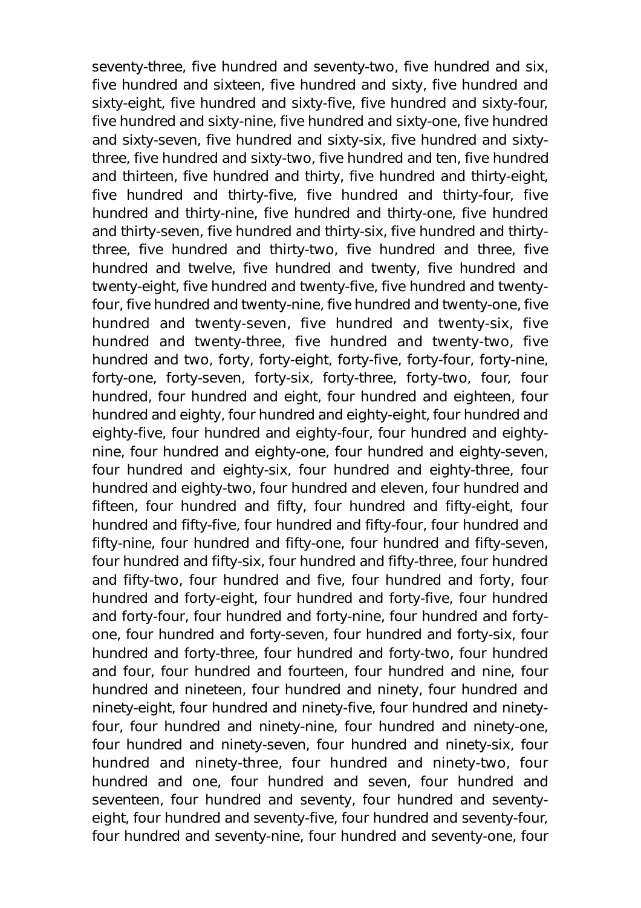seventy-three, five hundred and seventy-two, five hundred and six, five hundred and sixteen, five hundred and sixty, five hundred and sixty-eight, five hundred and sixty-five, five hundred and sixty-four, five hundred and sixty-nine, five hundred and sixty-one, five hundred and sixty-seven, five hundred and sixty-six, five hundred and sixty-three, five hundred and sixty-two, five hundred and ten, five hundred and thirteen, five hundred and thirty, five hundred and thirty-eight, five hundred and thirty-five, five hundred and thirty-four, five hundred and thirty-nine, five hundred and thirty-one, five hundred and thirty-seven, five hundred and thirty-six, five hundred and thirty-three, five hundred and thirty-two, five hundred and three, five hundred and twelve, five hundred and twenty, five hundred and twenty-eight, five hundred and twenty-five, five hundred and twenty-four, five hundred and twenty-nine, five hundred and twenty-one, five hundred and twenty-seven, five hundred and twenty-six, five hundred and twenty-three, five hundred and twenty-two, five hundred and two, forty, forty-eight, forty-five, forty-four, forty-nine, forty-one, forty-seven, forty-six, forty-three, forty-two, four, four hundred, four hundred and eight, four hundred and eighteen, four hundred and eighty, four hundred and eighty-eight, four hundred and eighty-five, four hundred and eighty-four, four hundred and eighty-nine, four hundred and eighty-one, four hundred and eighty-seven, four hundred and eighty-six, four hundred and eighty-three, four hundred and eighty-two, four hundred and eleven, four hundred and fifteen, four hundred and fifty, four hundred and fifty-eight, four hundred and fifty-five, four hundred and fifty-four, four hundred and fifty-nine, four hundred and fifty-one, four hundred and fifty-seven, four hundred and fifty-six, four hundred and fifty-three, four hundred and fifty-two, four hundred and five, four hundred and forty, four hundred and forty-eight, four hundred and forty-five, four hundred and forty-four, four hundred and forty-nine, four hundred and forty-one, four hundred and forty-seven, four hundred and forty-six, four hundred and forty-three, four hundred and forty-two, four hundred and four, four hundred and fourteen, four hundred and nine, four hundred and nineteen, four hundred and ninety, four hundred and ninety-eight, four hundred and ninety-five, four hundred and ninety-four, four hundred and ninety-nine, four hundred and ninety-one, four hundred and ninety-seven, four hundred and ninety-six, four hundred and ninety-three, four hundred and ninety-two, four hundred and one, four hundred and seven, four hundred and seventeen, four hundred and seventy, four hundred and seventy-eight, four hundred and seventy-five, four hundred and seventy-four, four hundred and seventy-nine, four hundred and seventy-one, four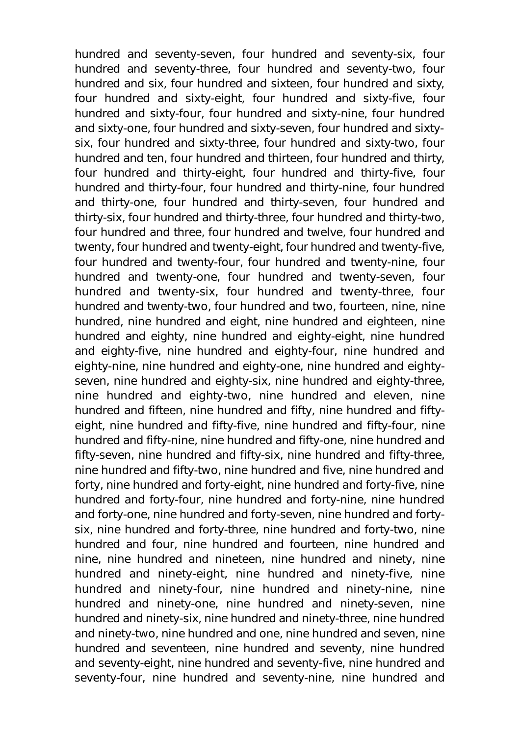hundred and seventy-seven, four hundred and seventy-six, four hundred and seventy-three, four hundred and seventy-two, four hundred and six, four hundred and sixteen, four hundred and sixty, four hundred and sixty-eight, four hundred and sixty-five, four hundred and sixty-four, four hundred and sixty-nine, four hundred and sixty-one, four hundred and sixty-seven, four hundred and sixty-six, four hundred and sixty-three, four hundred and sixty-two, four hundred and ten, four hundred and thirteen, four hundred and thirty, four hundred and thirty-eight, four hundred and thirty-five, four hundred and thirty-four, four hundred and thirty-nine, four hundred and thirty-one, four hundred and thirty-seven, four hundred and thirty-six, four hundred and thirty-three, four hundred and thirty-two, four hundred and three, four hundred and twelve, four hundred and twenty, four hundred and twenty-eight, four hundred and twenty-five, four hundred and twenty-four, four hundred and twenty-nine, four hundred and twenty-one, four hundred and twenty-seven, four hundred and twenty-six, four hundred and twenty-three, four hundred and twenty-two, four hundred and two, fourteen, nine, nine hundred, nine hundred and eight, nine hundred and eighteen, nine hundred and eighty, nine hundred and eighty-eight, nine hundred and eighty-five, nine hundred and eighty-four, nine hundred and eighty-nine, nine hundred and eighty-one, nine hundred and eighty-seven, nine hundred and eighty-six, nine hundred and eighty-three, nine hundred and eighty-two, nine hundred and eleven, nine hundred and fifteen, nine hundred and fifty, nine hundred and fifty-eight, nine hundred and fifty-five, nine hundred and fifty-four, nine hundred and fifty-nine, nine hundred and fifty-one, nine hundred and fifty-seven, nine hundred and fifty-six, nine hundred and fifty-three, nine hundred and fifty-two, nine hundred and five, nine hundred and forty, nine hundred and forty-eight, nine hundred and forty-five, nine hundred and forty-four, nine hundred and forty-nine, nine hundred and forty-one, nine hundred and forty-seven, nine hundred and forty-six, nine hundred and forty-three, nine hundred and forty-two, nine hundred and four, nine hundred and fourteen, nine hundred and nine, nine hundred and nineteen, nine hundred and ninety, nine hundred and ninety-eight, nine hundred and ninety-five, nine hundred and ninety-four, nine hundred and ninety-nine, nine hundred and ninety-one, nine hundred and ninety-seven, nine hundred and ninety-six, nine hundred and ninety-three, nine hundred and ninety-two, nine hundred and one, nine hundred and seven, nine hundred and seventeen, nine hundred and seventy, nine hundred and seventy-eight, nine hundred and seventy-five, nine hundred and seventy-four, nine hundred and seventy-nine, nine hundred and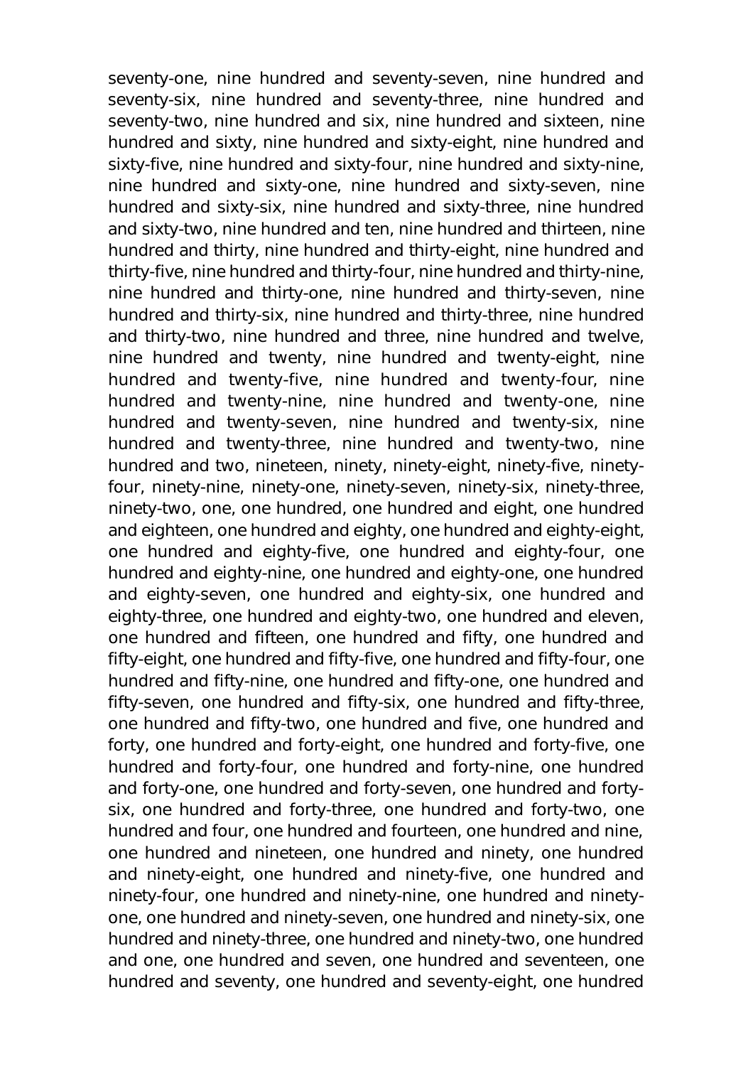seventy-one, nine hundred and seventy-seven, nine hundred and seventy-six, nine hundred and seventy-three, nine hundred and seventy-two, nine hundred and six, nine hundred and sixteen, nine hundred and sixty, nine hundred and sixty-eight, nine hundred and sixty-five, nine hundred and sixty-four, nine hundred and sixty-nine, nine hundred and sixty-one, nine hundred and sixty-seven, nine hundred and sixty-six, nine hundred and sixty-three, nine hundred and sixty-two, nine hundred and ten, nine hundred and thirteen, nine hundred and thirty, nine hundred and thirty-eight, nine hundred and thirty-five, nine hundred and thirty-four, nine hundred and thirty-nine, nine hundred and thirty-one, nine hundred and thirty-seven, nine hundred and thirty-six, nine hundred and thirty-three, nine hundred and thirty-two, nine hundred and three, nine hundred and twelve, nine hundred and twenty, nine hundred and twenty-eight, nine hundred and twenty-five, nine hundred and twenty-four, nine hundred and twenty-nine, nine hundred and twenty-one, nine hundred and twenty-seven, nine hundred and twenty-six, nine hundred and twenty-three, nine hundred and twenty-two, nine hundred and two, nineteen, ninety, ninety-eight, ninety-five, ninety-four, ninety-nine, ninety-one, ninety-seven, ninety-six, ninety-three, ninety-two, one, one hundred, one hundred and eight, one hundred and eighteen, one hundred and eighty, one hundred and eighty-eight, one hundred and eighty-five, one hundred and eighty-four, one hundred and eighty-nine, one hundred and eighty-one, one hundred and eighty-seven, one hundred and eighty-six, one hundred and eighty-three, one hundred and eighty-two, one hundred and eleven, one hundred and fifteen, one hundred and fifty, one hundred and fifty-eight, one hundred and fifty-five, one hundred and fifty-four, one hundred and fifty-nine, one hundred and fifty-one, one hundred and fifty-seven, one hundred and fifty-six, one hundred and fifty-three, one hundred and fifty-two, one hundred and five, one hundred and forty, one hundred and forty-eight, one hundred and forty-five, one hundred and forty-four, one hundred and forty-nine, one hundred and forty-one, one hundred and forty-seven, one hundred and forty-six, one hundred and forty-three, one hundred and forty-two, one hundred and four, one hundred and fourteen, one hundred and nine, one hundred and nineteen, one hundred and ninety, one hundred and ninety-eight, one hundred and ninety-five, one hundred and ninety-four, one hundred and ninety-nine, one hundred and ninety-one, one hundred and ninety-seven, one hundred and ninety-six, one hundred and ninety-three, one hundred and ninety-two, one hundred and one, one hundred and seven, one hundred and seventeen, one hundred and seventy, one hundred and seventy-eight, one hundred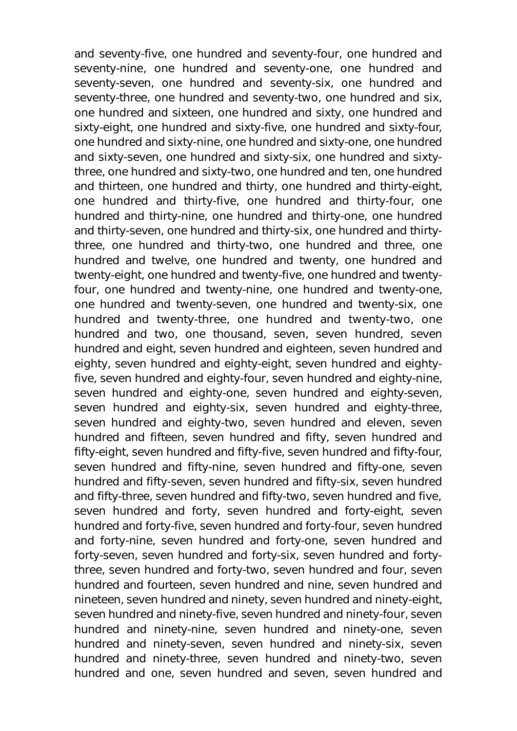and seventy-five, one hundred and seventy-four, one hundred and seventy-nine, one hundred and seventy-one, one hundred and seventy-seven, one hundred and seventy-six, one hundred and seventy-three, one hundred and seventy-two, one hundred and six, one hundred and sixteen, one hundred and sixty, one hundred and sixty-eight, one hundred and sixty-five, one hundred and sixty-four, one hundred and sixty-nine, one hundred and sixty-one, one hundred and sixty-seven, one hundred and sixty-six, one hundred and sixty-three, one hundred and sixty-two, one hundred and ten, one hundred and thirteen, one hundred and thirty, one hundred and thirty-eight, one hundred and thirty-five, one hundred and thirty-four, one hundred and thirty-nine, one hundred and thirty-one, one hundred and thirty-seven, one hundred and thirty-six, one hundred and thirty-three, one hundred and thirty-two, one hundred and three, one hundred and twelve, one hundred and twenty, one hundred and twenty-eight, one hundred and twenty-five, one hundred and twenty-four, one hundred and twenty-nine, one hundred and twenty-one, one hundred and twenty-seven, one hundred and twenty-six, one hundred and twenty-three, one hundred and twenty-two, one hundred and two, one thousand, seven, seven hundred, seven hundred and eight, seven hundred and eighteen, seven hundred and eighty, seven hundred and eighty-eight, seven hundred and eighty-five, seven hundred and eighty-four, seven hundred and eighty-nine, seven hundred and eighty-one, seven hundred and eighty-seven, seven hundred and eighty-six, seven hundred and eighty-three, seven hundred and eighty-two, seven hundred and eleven, seven hundred and fifteen, seven hundred and fifty, seven hundred and fifty-eight, seven hundred and fifty-five, seven hundred and fifty-four, seven hundred and fifty-nine, seven hundred and fifty-one, seven hundred and fifty-seven, seven hundred and fifty-six, seven hundred and fifty-three, seven hundred and fifty-two, seven hundred and five, seven hundred and forty, seven hundred and forty-eight, seven hundred and forty-five, seven hundred and forty-four, seven hundred and forty-nine, seven hundred and forty-one, seven hundred and forty-seven, seven hundred and forty-six, seven hundred and forty-three, seven hundred and forty-two, seven hundred and four, seven hundred and fourteen, seven hundred and nine, seven hundred and nineteen, seven hundred and ninety, seven hundred and ninety-eight, seven hundred and ninety-five, seven hundred and ninety-four, seven hundred and ninety-nine, seven hundred and ninety-one, seven hundred and ninety-seven, seven hundred and ninety-six, seven hundred and ninety-three, seven hundred and ninety-two, seven hundred and one, seven hundred and seven, seven hundred and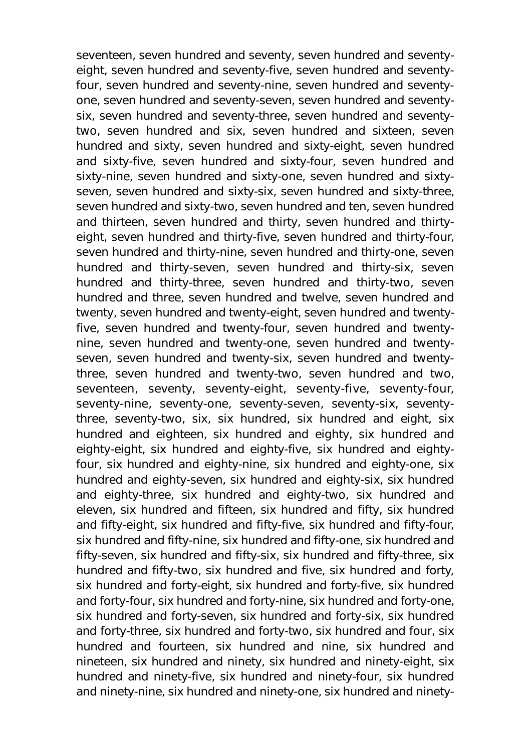seventeen, seven hundred and seventy, seven hundred and seventy-eight, seven hundred and seventy-five, seven hundred and seventy-four, seven hundred and seventy-nine, seven hundred and seventy-one, seven hundred and seventy-seven, seven hundred and seventy-six, seven hundred and seventy-three, seven hundred and seventy-two, seven hundred and six, seven hundred and sixteen, seven hundred and sixty, seven hundred and sixty-eight, seven hundred and sixty-five, seven hundred and sixty-four, seven hundred and sixty-nine, seven hundred and sixty-one, seven hundred and sixty-seven, seven hundred and sixty-six, seven hundred and sixty-three, seven hundred and sixty-two, seven hundred and ten, seven hundred and thirteen, seven hundred and thirty, seven hundred and thirty-eight, seven hundred and thirty-five, seven hundred and thirty-four, seven hundred and thirty-nine, seven hundred and thirty-one, seven hundred and thirty-seven, seven hundred and thirty-six, seven hundred and thirty-three, seven hundred and thirty-two, seven hundred and three, seven hundred and twelve, seven hundred and twenty, seven hundred and twenty-eight, seven hundred and twenty-five, seven hundred and twenty-four, seven hundred and twenty-nine, seven hundred and twenty-one, seven hundred and twenty-seven, seven hundred and twenty-six, seven hundred and twenty-three, seven hundred and twenty-two, seven hundred and two, seventeen, seventy, seventy-eight, seventy-five, seventy-four, seventy-nine, seventy-one, seventy-seven, seventy-six, seventy-three, seventy-two, six, six hundred, six hundred and eight, six hundred and eighteen, six hundred and eighty, six hundred and eighty-eight, six hundred and eighty-five, six hundred and eighty-four, six hundred and eighty-nine, six hundred and eighty-one, six hundred and eighty-seven, six hundred and eighty-six, six hundred and eighty-three, six hundred and eighty-two, six hundred and eleven, six hundred and fifteen, six hundred and fifty, six hundred and fifty-eight, six hundred and fifty-five, six hundred and fifty-four, six hundred and fifty-nine, six hundred and fifty-one, six hundred and fifty-seven, six hundred and fifty-six, six hundred and fifty-three, six hundred and fifty-two, six hundred and five, six hundred and forty, six hundred and forty-eight, six hundred and forty-five, six hundred and forty-four, six hundred and forty-nine, six hundred and forty-one, six hundred and forty-seven, six hundred and forty-six, six hundred and forty-three, six hundred and forty-two, six hundred and four, six hundred and fourteen, six hundred and nine, six hundred and nineteen, six hundred and ninety, six hundred and ninety-eight, six hundred and ninety-five, six hundred and ninety-four, six hundred and ninety-nine, six hundred and ninety-one, six hundred and ninety-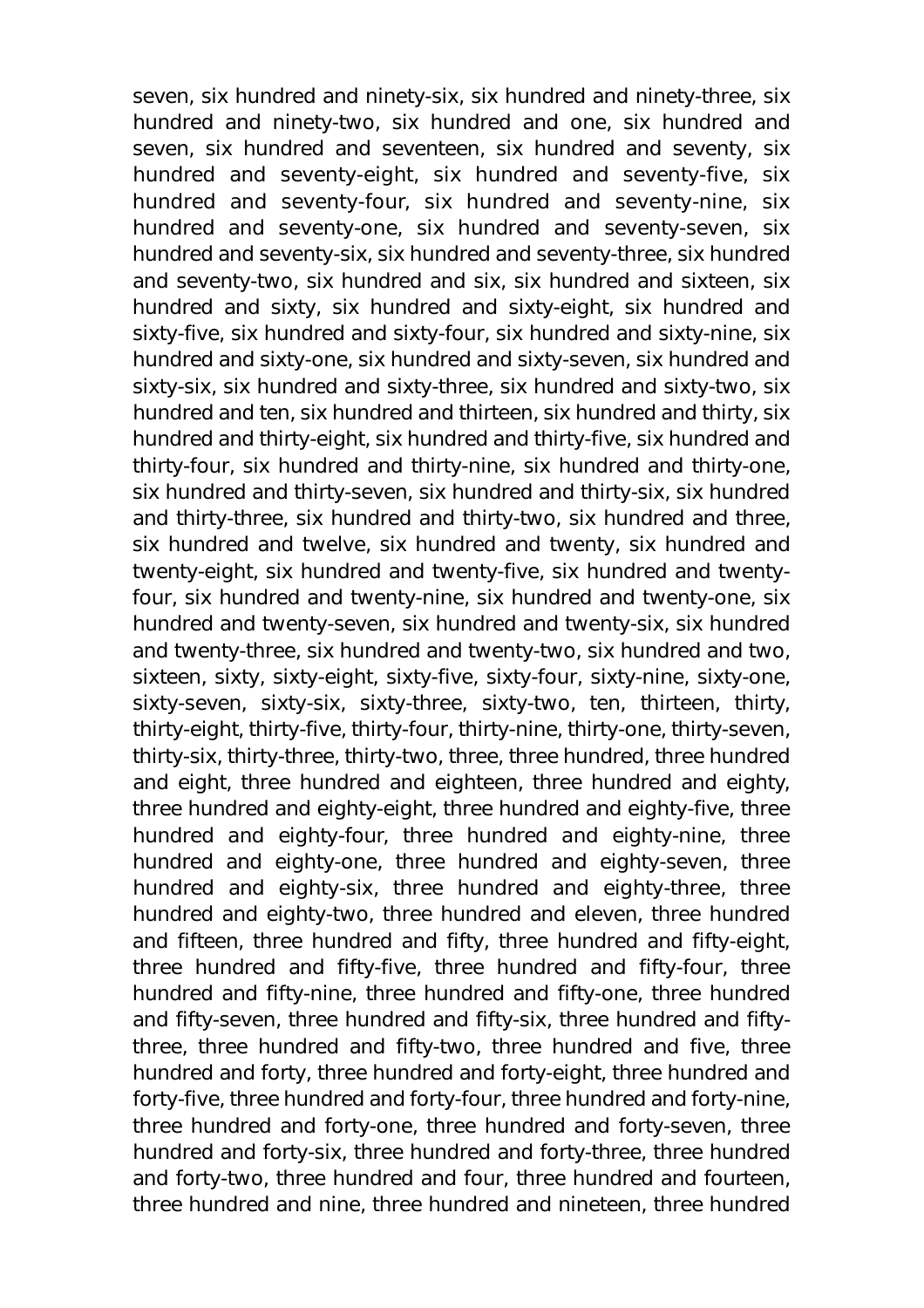seven, six hundred and ninety-six, six hundred and ninety-three, six hundred and ninety-two, six hundred and one, six hundred and seven, six hundred and seventeen, six hundred and seventy, six hundred and seventy-eight, six hundred and seventy-five, six hundred and seventy-four, six hundred and seventy-nine, six hundred and seventy-one, six hundred and seventy-seven, six hundred and seventy-six, six hundred and seventy-three, six hundred and seventy-two, six hundred and six, six hundred and sixteen, six hundred and sixty, six hundred and sixty-eight, six hundred and sixty-five, six hundred and sixty-four, six hundred and sixty-nine, six hundred and sixty-one, six hundred and sixty-seven, six hundred and sixty-six, six hundred and sixty-three, six hundred and sixty-two, six hundred and ten, six hundred and thirteen, six hundred and thirty, six hundred and thirty-eight, six hundred and thirty-five, six hundred and thirty-four, six hundred and thirty-nine, six hundred and thirty-one, six hundred and thirty-seven, six hundred and thirty-six, six hundred and thirty-three, six hundred and thirty-two, six hundred and three, six hundred and twelve, six hundred and twenty, six hundred and twenty-eight, six hundred and twenty-five, six hundred and twenty-four, six hundred and twenty-nine, six hundred and twenty-one, six hundred and twenty-seven, six hundred and twenty-six, six hundred and twenty-three, six hundred and twenty-two, six hundred and two, sixteen, sixty, sixty-eight, sixty-five, sixty-four, sixty-nine, sixty-one, sixty-seven, sixty-six, sixty-three, sixty-two, ten, thirteen, thirty, thirty-eight, thirty-five, thirty-four, thirty-nine, thirty-one, thirty-seven, thirty-six, thirty-three, thirty-two, three, three hundred, three hundred and eight, three hundred and eighteen, three hundred and eighty, three hundred and eighty-eight, three hundred and eighty-five, three hundred and eighty-four, three hundred and eighty-nine, three hundred and eighty-one, three hundred and eighty-seven, three hundred and eighty-six, three hundred and eighty-three, three hundred and eighty-two, three hundred and eleven, three hundred and fifteen, three hundred and fifty, three hundred and fifty-eight, three hundred and fifty-five, three hundred and fifty-four, three hundred and fifty-nine, three hundred and fifty-one, three hundred and fifty-seven, three hundred and fifty-six, three hundred and fifty-three, three hundred and fifty-two, three hundred and five, three hundred and forty, three hundred and forty-eight, three hundred and forty-five, three hundred and forty-four, three hundred and forty-nine, three hundred and forty-one, three hundred and forty-seven, three hundred and forty-six, three hundred and forty-three, three hundred and forty-two, three hundred and four, three hundred and fourteen, three hundred and nine, three hundred and nineteen, three hundred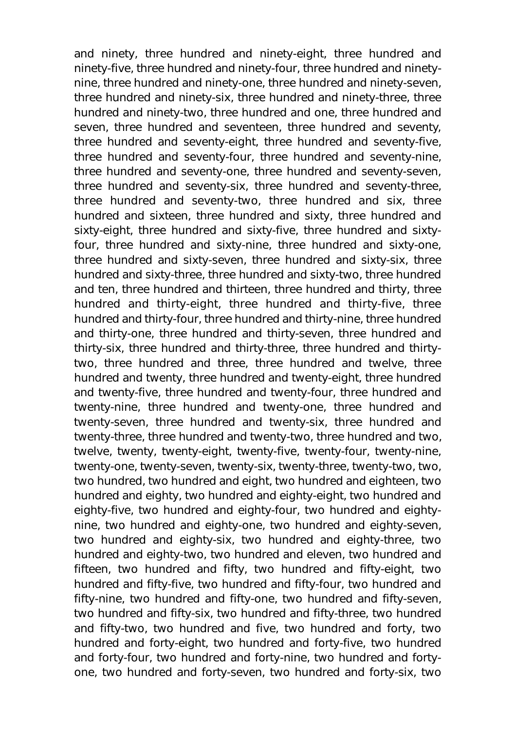and ninety, three hundred and ninety-eight, three hundred and ninety-five, three hundred and ninety-four, three hundred and ninety-nine, three hundred and ninety-one, three hundred and ninety-seven, three hundred and ninety-six, three hundred and ninety-three, three hundred and ninety-two, three hundred and one, three hundred and seven, three hundred and seventeen, three hundred and seventy, three hundred and seventy-eight, three hundred and seventy-five, three hundred and seventy-four, three hundred and seventy-nine, three hundred and seventy-one, three hundred and seventy-seven, three hundred and seventy-six, three hundred and seventy-three, three hundred and seventy-two, three hundred and six, three hundred and sixteen, three hundred and sixty, three hundred and sixty-eight, three hundred and sixty-five, three hundred and sixty-four, three hundred and sixty-nine, three hundred and sixty-one, three hundred and sixty-seven, three hundred and sixty-six, three hundred and sixty-three, three hundred and sixty-two, three hundred and ten, three hundred and thirteen, three hundred and thirty, three hundred and thirty-eight, three hundred and thirty-five, three hundred and thirty-four, three hundred and thirty-nine, three hundred and thirty-one, three hundred and thirty-seven, three hundred and thirty-six, three hundred and thirty-three, three hundred and thirty-two, three hundred and three, three hundred and twelve, three hundred and twenty, three hundred and twenty-eight, three hundred and twenty-five, three hundred and twenty-four, three hundred and twenty-nine, three hundred and twenty-one, three hundred and twenty-seven, three hundred and twenty-six, three hundred and twenty-three, three hundred and twenty-two, three hundred and two, twelve, twenty, twenty-eight, twenty-five, twenty-four, twenty-nine, twenty-one, twenty-seven, twenty-six, twenty-three, twenty-two, two, two hundred, two hundred and eight, two hundred and eighteen, two hundred and eighty, two hundred and eighty-eight, two hundred and eighty-five, two hundred and eighty-four, two hundred and eighty-nine, two hundred and eighty-one, two hundred and eighty-seven, two hundred and eighty-six, two hundred and eighty-three, two hundred and eighty-two, two hundred and eleven, two hundred and fifteen, two hundred and fifty, two hundred and fifty-eight, two hundred and fifty-five, two hundred and fifty-four, two hundred and fifty-nine, two hundred and fifty-one, two hundred and fifty-seven, two hundred and fifty-six, two hundred and fifty-three, two hundred and fifty-two, two hundred and five, two hundred and forty, two hundred and forty-eight, two hundred and forty-five, two hundred and forty-four, two hundred and forty-nine, two hundred and forty-one, two hundred and forty-seven, two hundred and forty-six, two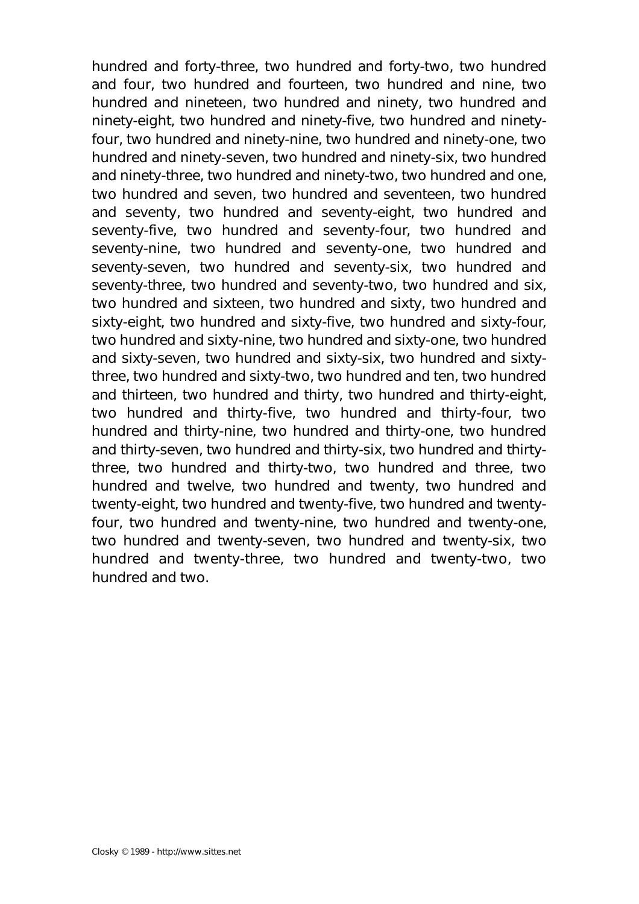hundred and forty-three, two hundred and forty-two, two hundred and four, two hundred and fourteen, two hundred and nine, two hundred and nineteen, two hundred and ninety, two hundred and ninety-eight, two hundred and ninety-five, two hundred and ninety-four, two hundred and ninety-nine, two hundred and ninety-one, two hundred and ninety-seven, two hundred and ninety-six, two hundred and ninety-three, two hundred and ninety-two, two hundred and one, two hundred and seven, two hundred and seventeen, two hundred and seventy, two hundred and seventy-eight, two hundred and seventy-five, two hundred and seventy-four, two hundred and seventy-nine, two hundred and seventy-one, two hundred and seventy-seven, two hundred and seventy-six, two hundred and seventy-three, two hundred and seventy-two, two hundred and six, two hundred and sixteen, two hundred and sixty, two hundred and sixty-eight, two hundred and sixty-five, two hundred and sixty-four, two hundred and sixty-nine, two hundred and sixty-one, two hundred and sixty-seven, two hundred and sixty-six, two hundred and sixty-three, two hundred and sixty-two, two hundred and ten, two hundred and thirteen, two hundred and thirty, two hundred and thirty-eight, two hundred and thirty-five, two hundred and thirty-four, two hundred and thirty-nine, two hundred and thirty-one, two hundred and thirty-seven, two hundred and thirty-six, two hundred and thirty-three, two hundred and thirty-two, two hundred and three, two hundred and twelve, two hundred and twenty, two hundred and twenty-eight, two hundred and twenty-five, two hundred and twenty-four, two hundred and twenty-nine, two hundred and twenty-one, two hundred and twenty-seven, two hundred and twenty-six, two hundred and twenty-three, two hundred and twenty-two, two hundred and two.

Closky © 1989 - http://www.sittes.net